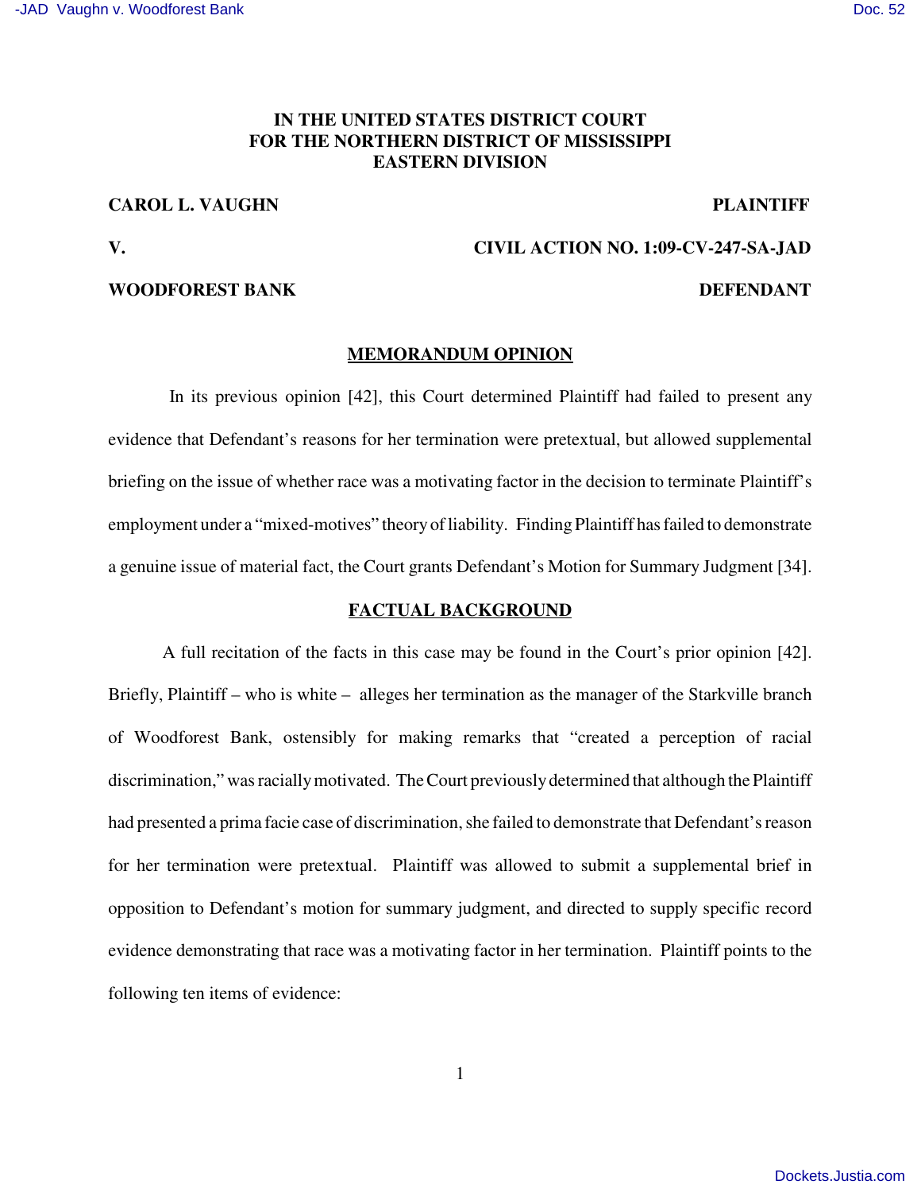**IN THE UNITED STATES DISTRICT COURT**
**FOR THE NORTHERN DISTRICT OF MISSISSIPPI**
**EASTERN DIVISION**

| | |
|---|---|
| **CAROL L. VAUGHN** | **PLAINTIFF** |
| **V.** | **CIVIL ACTION NO. 1:09-CV-247-SA-JAD** |
| **WOODFOREST BANK** | **DEFENDANT** |

## MEMORANDUM OPINION

In its previous opinion [42], this Court determined Plaintiff had failed to present any evidence that Defendant's reasons for her termination were pretextual, but allowed supplemental briefing on the issue of whether race was a motivating factor in the decision to terminate Plaintiff's employment under a "mixed-motives" theory of liability. Finding Plaintiff has failed to demonstrate a genuine issue of material fact, the Court grants Defendant's Motion for Summary Judgment [34].

## FACTUAL BACKGROUND

A full recitation of the facts in this case may be found in the Court's prior opinion [42]. Briefly, Plaintiff – who is white – alleges her termination as the manager of the Starkville branch of Woodforest Bank, ostensibly for making remarks that "created a perception of racial discrimination," was racially motivated. The Court previously determined that although the Plaintiff had presented a prima facie case of discrimination, she failed to demonstrate that Defendant's reason for her termination were pretextual. Plaintiff was allowed to submit a supplemental brief in opposition to Defendant's motion for summary judgment, and directed to supply specific record evidence demonstrating that race was a motivating factor in her termination. Plaintiff points to the following ten items of evidence: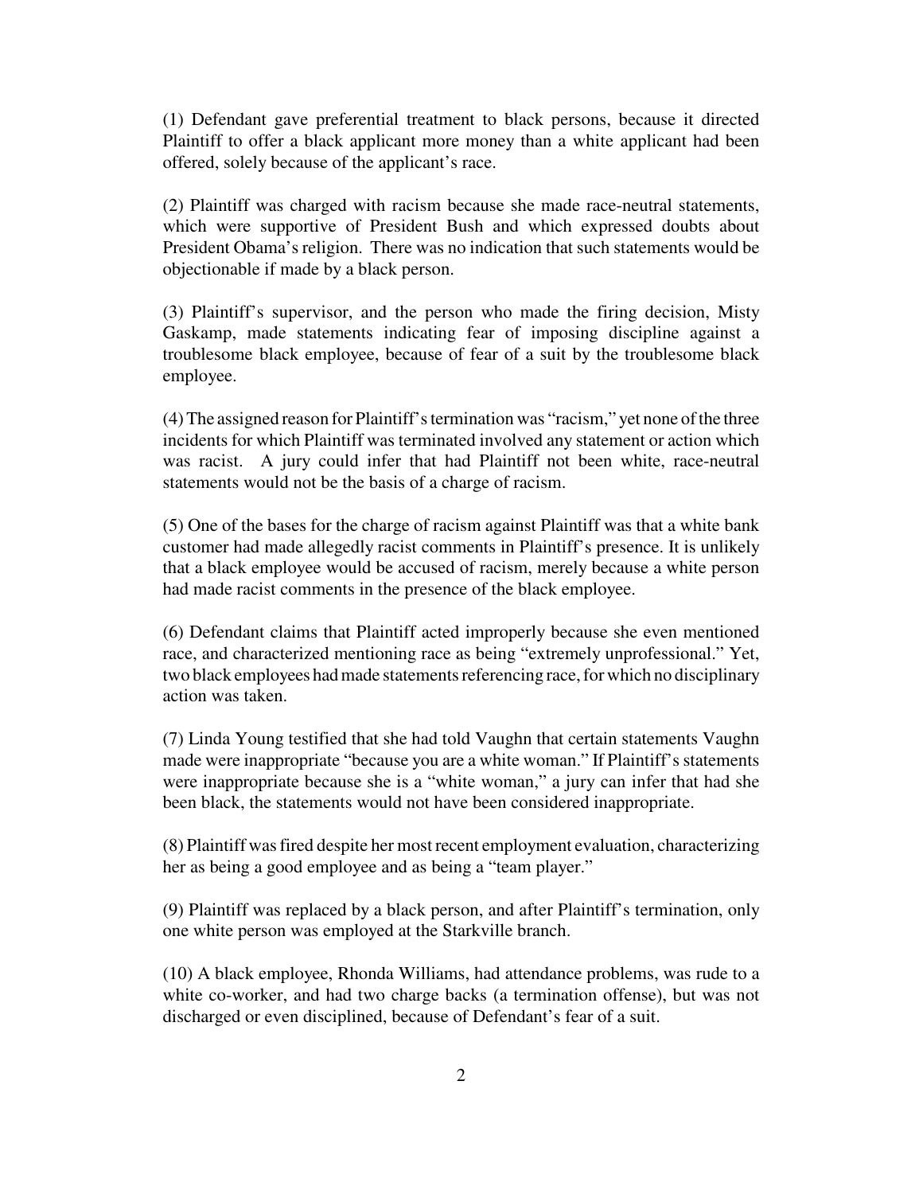(1) Defendant gave preferential treatment to black persons, because it directed Plaintiff to offer a black applicant more money than a white applicant had been offered, solely because of the applicant's race.

(2) Plaintiff was charged with racism because she made race-neutral statements, which were supportive of President Bush and which expressed doubts about President Obama's religion. There was no indication that such statements would be objectionable if made by a black person.

(3) Plaintiff's supervisor, and the person who made the firing decision, Misty Gaskamp, made statements indicating fear of imposing discipline against a troublesome black employee, because of fear of a suit by the troublesome black employee.

(4) The assigned reason for Plaintiff's termination was "racism," yet none of the three incidents for which Plaintiff was terminated involved any statement or action which was racist. A jury could infer that had Plaintiff not been white, race-neutral statements would not be the basis of a charge of racism.

(5) One of the bases for the charge of racism against Plaintiff was that a white bank customer had made allegedly racist comments in Plaintiff's presence. It is unlikely that a black employee would be accused of racism, merely because a white person had made racist comments in the presence of the black employee.

(6) Defendant claims that Plaintiff acted improperly because she even mentioned race, and characterized mentioning race as being "extremely unprofessional." Yet, two black employees had made statements referencing race, for which no disciplinary action was taken.

(7) Linda Young testified that she had told Vaughn that certain statements Vaughn made were inappropriate "because you are a white woman." If Plaintiff's statements were inappropriate because she is a "white woman," a jury can infer that had she been black, the statements would not have been considered inappropriate.

(8) Plaintiff was fired despite her most recent employment evaluation, characterizing her as being a good employee and as being a "team player."

(9) Plaintiff was replaced by a black person, and after Plaintiff's termination, only one white person was employed at the Starkville branch.

(10) A black employee, Rhonda Williams, had attendance problems, was rude to a white co-worker, and had two charge backs (a termination offense), but was not discharged or even disciplined, because of Defendant's fear of a suit.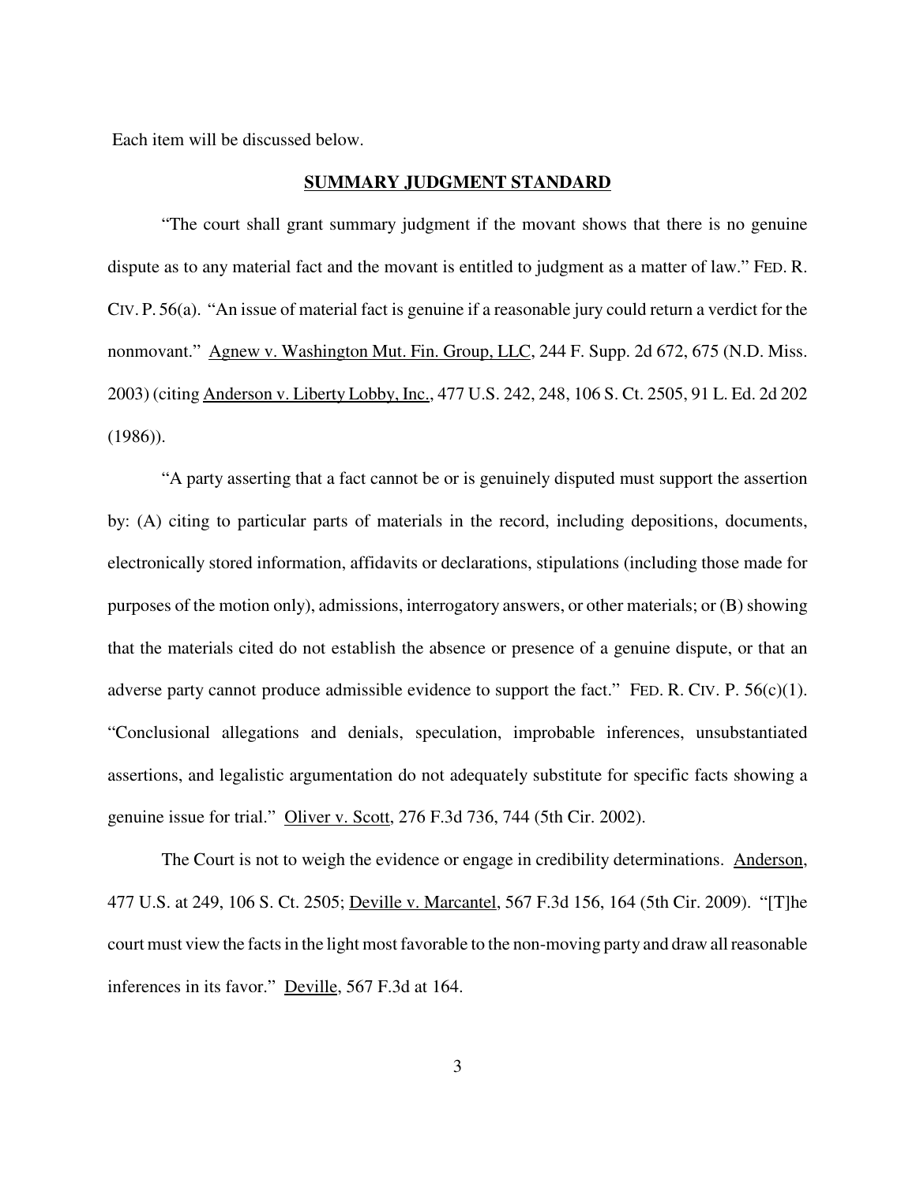Each item will be discussed below.

## **SUMMARY JUDGMENT STANDARD**

"The court shall grant summary judgment if the movant shows that there is no genuine dispute as to any material fact and the movant is entitled to judgment as a matter of law." FED. R. CIV. P. 56(a). "An issue of material fact is genuine if a reasonable jury could return a verdict for the nonmovant." Agnew v. Washington Mut. Fin. Group, LLC, 244 F. Supp. 2d 672, 675 (N.D. Miss. 2003) (citing Anderson v. Liberty Lobby, Inc., 477 U.S. 242, 248, 106 S. Ct. 2505, 91 L. Ed. 2d 202 (1986)).

"A party asserting that a fact cannot be or is genuinely disputed must support the assertion by: (A) citing to particular parts of materials in the record, including depositions, documents, electronically stored information, affidavits or declarations, stipulations (including those made for purposes of the motion only), admissions, interrogatory answers, or other materials; or (B) showing that the materials cited do not establish the absence or presence of a genuine dispute, or that an adverse party cannot produce admissible evidence to support the fact." FED. R. CIV. P. 56(c)(1). "Conclusional allegations and denials, speculation, improbable inferences, unsubstantiated assertions, and legalistic argumentation do not adequately substitute for specific facts showing a genuine issue for trial." Oliver v. Scott, 276 F.3d 736, 744 (5th Cir. 2002).

The Court is not to weigh the evidence or engage in credibility determinations. Anderson, 477 U.S. at 249, 106 S. Ct. 2505; Deville v. Marcantel, 567 F.3d 156, 164 (5th Cir. 2009). "[T]he court must view the facts in the light most favorable to the non-moving party and draw all reasonable inferences in its favor." Deville, 567 F.3d at 164.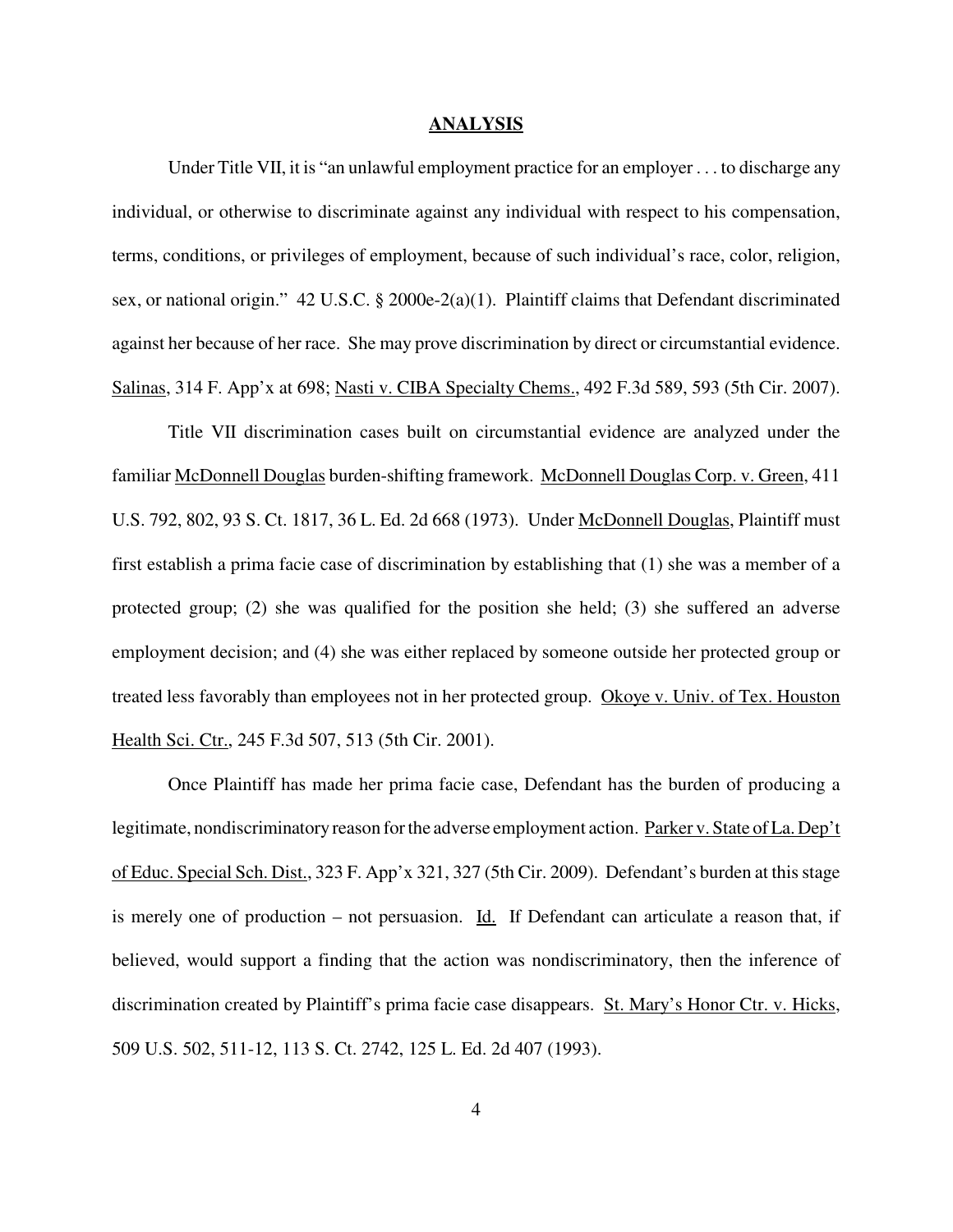## ANALYSIS

Under Title VII, it is "an unlawful employment practice for an employer . . . to discharge any individual, or otherwise to discriminate against any individual with respect to his compensation, terms, conditions, or privileges of employment, because of such individual's race, color, religion, sex, or national origin." 42 U.S.C. § 2000e-2(a)(1). Plaintiff claims that Defendant discriminated against her because of her race. She may prove discrimination by direct or circumstantial evidence. Salinas, 314 F. App'x at 698; Nasti v. CIBA Specialty Chems., 492 F.3d 589, 593 (5th Cir. 2007).

Title VII discrimination cases built on circumstantial evidence are analyzed under the familiar McDonnell Douglas burden-shifting framework. McDonnell Douglas Corp. v. Green, 411 U.S. 792, 802, 93 S. Ct. 1817, 36 L. Ed. 2d 668 (1973). Under McDonnell Douglas, Plaintiff must first establish a prima facie case of discrimination by establishing that (1) she was a member of a protected group; (2) she was qualified for the position she held; (3) she suffered an adverse employment decision; and (4) she was either replaced by someone outside her protected group or treated less favorably than employees not in her protected group. Okoye v. Univ. of Tex. Houston Health Sci. Ctr., 245 F.3d 507, 513 (5th Cir. 2001).

Once Plaintiff has made her prima facie case, Defendant has the burden of producing a legitimate, nondiscriminatory reason for the adverse employment action. Parker v. State of La. Dep't of Educ. Special Sch. Dist., 323 F. App'x 321, 327 (5th Cir. 2009). Defendant's burden at this stage is merely one of production – not persuasion. Id. If Defendant can articulate a reason that, if believed, would support a finding that the action was nondiscriminatory, then the inference of discrimination created by Plaintiff's prima facie case disappears. St. Mary's Honor Ctr. v. Hicks, 509 U.S. 502, 511-12, 113 S. Ct. 2742, 125 L. Ed. 2d 407 (1993).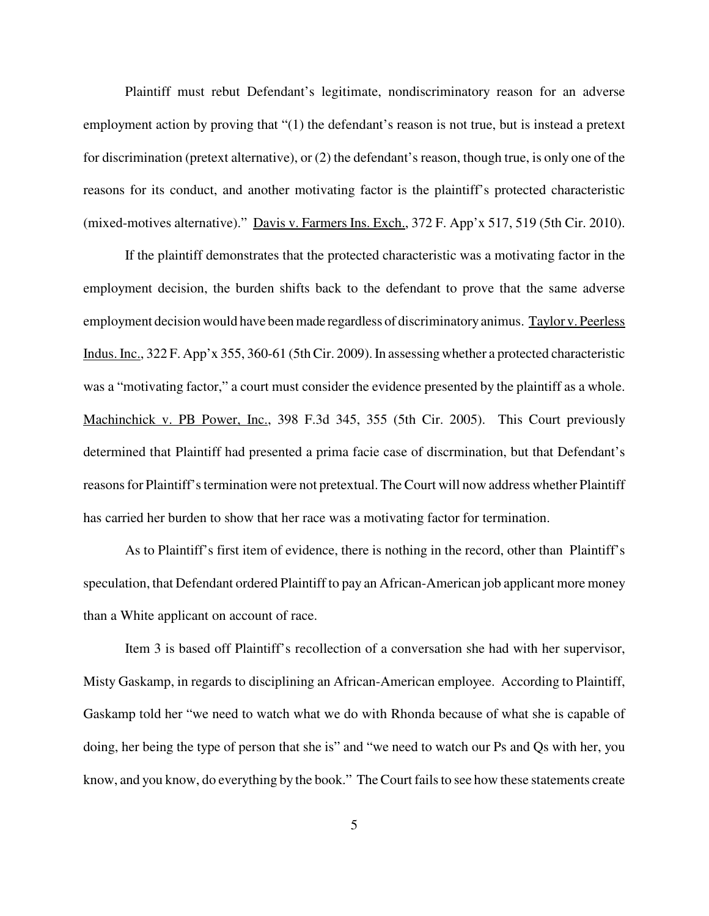Plaintiff must rebut Defendant's legitimate, nondiscriminatory reason for an adverse employment action by proving that "(1) the defendant's reason is not true, but is instead a pretext for discrimination (pretext alternative), or (2) the defendant's reason, though true, is only one of the reasons for its conduct, and another motivating factor is the plaintiff's protected characteristic (mixed-motives alternative)." Davis v. Farmers Ins. Exch., 372 F. App'x 517, 519 (5th Cir. 2010).

If the plaintiff demonstrates that the protected characteristic was a motivating factor in the employment decision, the burden shifts back to the defendant to prove that the same adverse employment decision would have been made regardless of discriminatory animus. Taylor v. Peerless Indus. Inc., 322 F. App'x 355, 360-61 (5th Cir. 2009). In assessing whether a protected characteristic was a "motivating factor," a court must consider the evidence presented by the plaintiff as a whole. Machinchick v. PB Power, Inc., 398 F.3d 345, 355 (5th Cir. 2005). This Court previously determined that Plaintiff had presented a prima facie case of discrmination, but that Defendant's reasons for Plaintiff's termination were not pretextual. The Court will now address whether Plaintiff has carried her burden to show that her race was a motivating factor for termination.

As to Plaintiff's first item of evidence, there is nothing in the record, other than Plaintiff's speculation, that Defendant ordered Plaintiff to pay an African-American job applicant more money than a White applicant on account of race.

Item 3 is based off Plaintiff's recollection of a conversation she had with her supervisor, Misty Gaskamp, in regards to disciplining an African-American employee. According to Plaintiff, Gaskamp told her "we need to watch what we do with Rhonda because of what she is capable of doing, her being the type of person that she is" and "we need to watch our Ps and Qs with her, you know, and you know, do everything by the book." The Court fails to see how these statements create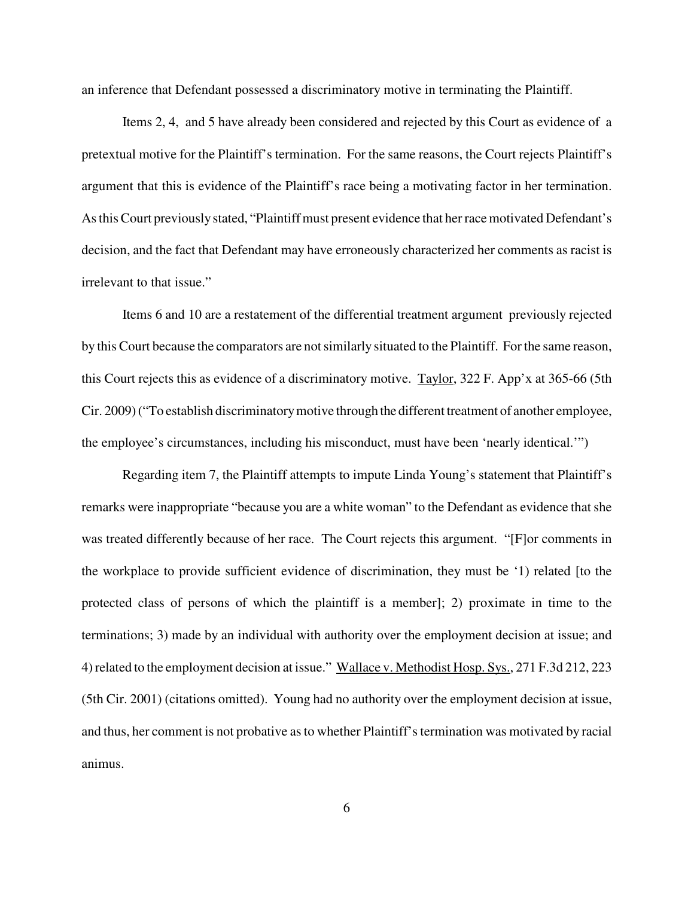an inference that Defendant possessed a discriminatory motive in terminating the Plaintiff.

Items 2, 4, and 5 have already been considered and rejected by this Court as evidence of a pretextual motive for the Plaintiff's termination. For the same reasons, the Court rejects Plaintiff's argument that this is evidence of the Plaintiff's race being a motivating factor in her termination. As this Court previously stated, "Plaintiff must present evidence that her race motivated Defendant's decision, and the fact that Defendant may have erroneously characterized her comments as racist is irrelevant to that issue."

Items 6 and 10 are a restatement of the differential treatment argument previously rejected by this Court because the comparators are not similarly situated to the Plaintiff. For the same reason, this Court rejects this as evidence of a discriminatory motive. Taylor, 322 F. App'x at 365-66 (5th Cir. 2009) ("To establish discriminatory motive through the different treatment of another employee, the employee's circumstances, including his misconduct, must have been 'nearly identical.'")

Regarding item 7, the Plaintiff attempts to impute Linda Young's statement that Plaintiff's remarks were inappropriate "because you are a white woman" to the Defendant as evidence that she was treated differently because of her race. The Court rejects this argument. "[F]or comments in the workplace to provide sufficient evidence of discrimination, they must be '1) related [to the protected class of persons of which the plaintiff is a member]; 2) proximate in time to the terminations; 3) made by an individual with authority over the employment decision at issue; and 4) related to the employment decision at issue." Wallace v. Methodist Hosp. Sys., 271 F.3d 212, 223 (5th Cir. 2001) (citations omitted). Young had no authority over the employment decision at issue, and thus, her comment is not probative as to whether Plaintiff's termination was motivated by racial animus.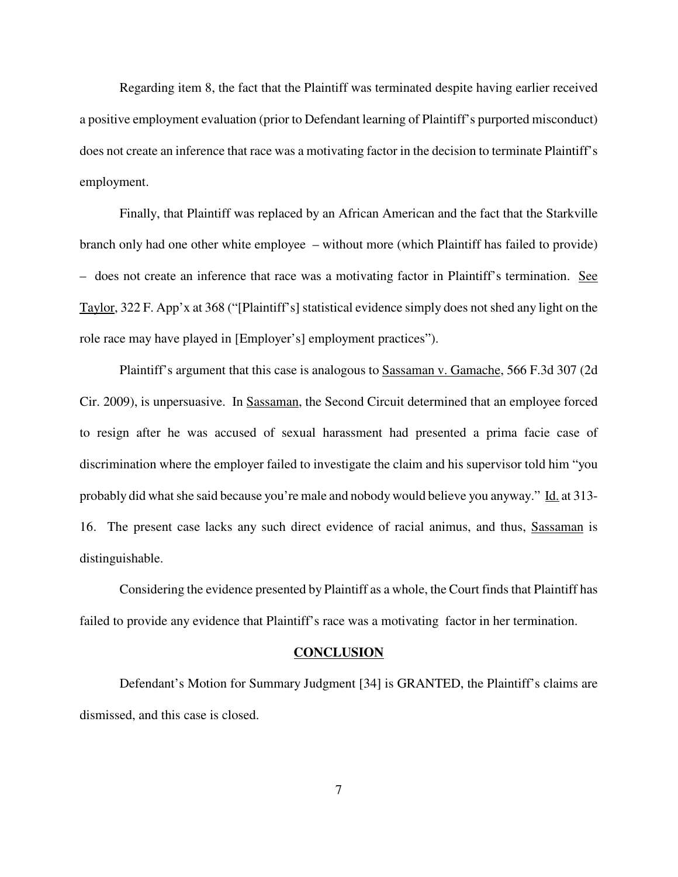Regarding item 8, the fact that the Plaintiff was terminated despite having earlier received a positive employment evaluation (prior to Defendant learning of Plaintiff's purported misconduct) does not create an inference that race was a motivating factor in the decision to terminate Plaintiff's employment.

Finally, that Plaintiff was replaced by an African American and the fact that the Starkville branch only had one other white employee – without more (which Plaintiff has failed to provide) – does not create an inference that race was a motivating factor in Plaintiff's termination. See Taylor, 322 F. App'x at 368 ("[Plaintiff's] statistical evidence simply does not shed any light on the role race may have played in [Employer's] employment practices").

Plaintiff's argument that this case is analogous to Sassaman v. Gamache, 566 F.3d 307 (2d Cir. 2009), is unpersuasive. In Sassaman, the Second Circuit determined that an employee forced to resign after he was accused of sexual harassment had presented a prima facie case of discrimination where the employer failed to investigate the claim and his supervisor told him "you probably did what she said because you're male and nobody would believe you anyway." Id. at 313-16. The present case lacks any such direct evidence of racial animus, and thus, Sassaman is distinguishable.

Considering the evidence presented by Plaintiff as a whole, the Court finds that Plaintiff has failed to provide any evidence that Plaintiff's race was a motivating factor in her termination.

## CONCLUSION

Defendant's Motion for Summary Judgment [34] is GRANTED, the Plaintiff's claims are dismissed, and this case is closed.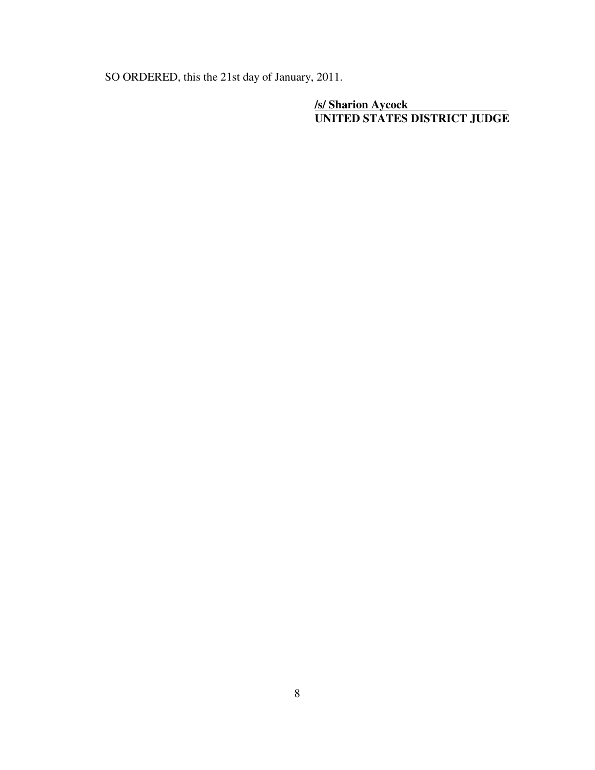SO ORDERED, this the 21st day of January, 2011.

**/s/ Sharion Aycock**
**UNITED STATES DISTRICT JUDGE**